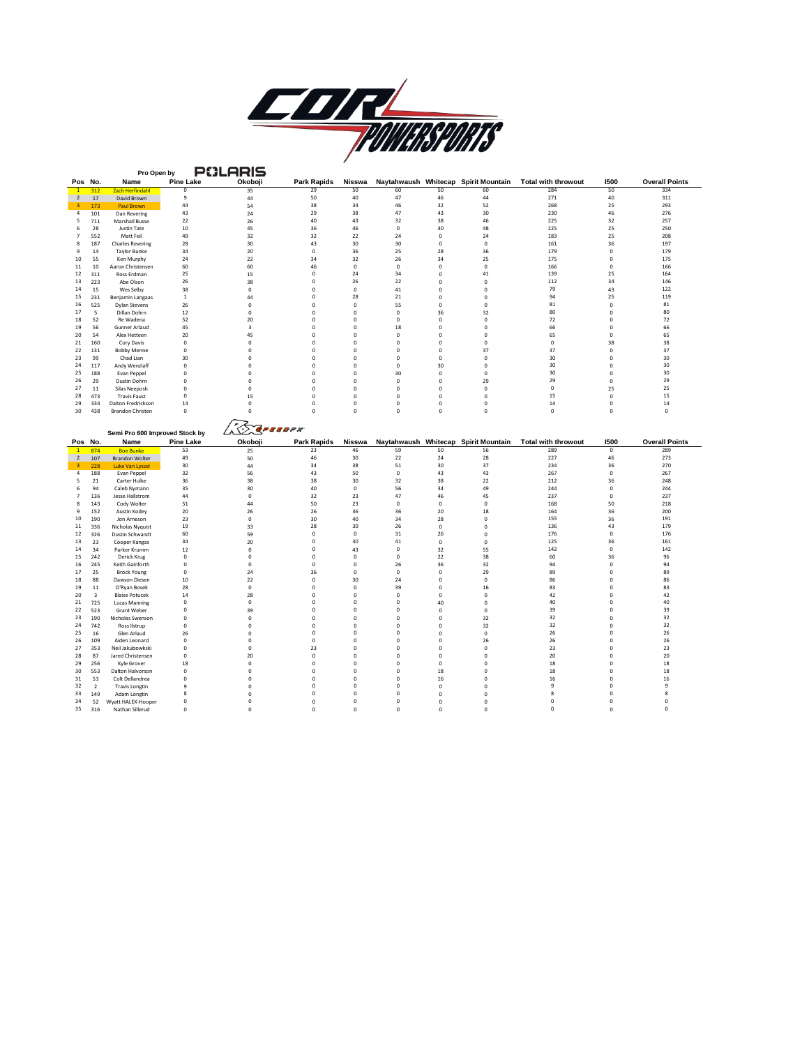## Pro Open by POLARIS

| Pos | No. | Name | Pine Lake | Okoboji | Park Rapids | Nisswa | Naytahwaush | Whitecap | Spirit Mountain | Total with throwout | I500 | Overall Points |
|---|---|---|---|---|---|---|---|---|---|---|---|---|
| 1 | 312 | Zach Herfindahl | 0 | 35 | 29 | 50 | 60 | 50 | 60 | 284 | 50 | 334 |
| 2 | 17 | David Brown | 9 | 44 | 50 | 40 | 47 | 46 | 44 | 271 | 40 | 311 |
| 3 | 173 | Paul Brown | 44 | 54 | 38 | 34 | 46 | 32 | 52 | 268 | 25 | 293 |
| 4 | 101 | Dan Revering | 43 | 24 | 29 | 38 | 47 | 43 | 30 | 230 | 46 | 276 |
| 5 | 711 | Marshall Busse | 22 | 26 | 40 | 43 | 32 | 38 | 46 | 225 | 32 | 257 |
| 6 | 28 | Justin Tate | 10 | 45 | 36 | 46 | 0 | 40 | 48 | 225 | 25 | 250 |
| 7 | 552 | Matt Feil | 49 | 32 | 32 | 22 | 24 | 0 | 24 | 183 | 25 | 208 |
| 8 | 187 | Charles Revering | 28 | 30 | 43 | 30 | 30 | 0 | 0 | 161 | 36 | 197 |
| 9 | 14 | Taylor Bunke | 34 | 20 | 0 | 36 | 25 | 28 | 36 | 179 | 0 | 179 |
| 10 | 55 | Ken Murphy | 24 | 22 | 34 | 32 | 26 | 34 | 25 | 175 | 0 | 175 |
| 11 | 10 | Aaron Christensen | 60 | 60 | 46 | 0 | 0 | 0 | 0 | 166 | 0 | 166 |
| 12 | 311 | Ross Erdman | 25 | 15 | 0 | 24 | 34 | 0 | 41 | 139 | 25 | 164 |
| 13 | 223 | Abe Olson | 26 | 38 | 0 | 26 | 22 | 0 | 0 | 112 | 34 | 146 |
| 14 | 15 | Wes Selby | 38 | 0 | 0 | 0 | 41 | 0 | 0 | 79 | 43 | 122 |
| 15 | 231 | Benjamin Langaas | 1 | 44 | 0 | 28 | 21 | 0 | 0 | 94 | 25 | 119 |
| 16 | 525 | Dylan Stevens | 26 | 0 | 0 | 0 | 55 | 0 | 0 | 81 | 0 | 81 |
| 17 | 5 | Dillan Dohrn | 12 | 0 | 0 | 0 | 0 | 36 | 32 | 80 | 0 | 80 |
| 18 | 52 | Re Wadena | 52 | 20 | 0 | 0 | 0 | 0 | 0 | 72 | 0 | 72 |
| 19 | 56 | Gunner Arlaud | 45 | 3 | 0 | 0 | 18 | 0 | 0 | 66 | 0 | 66 |
| 20 | 54 | Alex Hetteen | 20 | 45 | 0 | 0 | 0 | 0 | 0 | 65 | 0 | 65 |
| 21 | 160 | Cory Davis | 0 | 0 | 0 | 0 | 0 | 0 | 0 | 0 | 38 | 38 |
| 22 | 131 | Bobby Menne | 0 | 0 | 0 | 0 | 0 | 0 | 37 | 37 | 0 | 37 |
| 23 | 99 | Chad Lian | 30 | 0 | 0 | 0 | 0 | 0 | 0 | 30 | 0 | 30 |
| 24 | 117 | Andy Wenzlaff | 0 | 0 | 0 | 0 | 0 | 30 | 0 | 30 | 0 | 30 |
| 25 | 188 | Evan Peppel | 0 | 0 | 0 | 0 | 30 | 0 | 0 | 30 | 0 | 30 |
| 26 | 29 | Dustin Dohrn | 0 | 0 | 0 | 0 | 0 | 0 | 29 | 29 | 0 | 29 |
| 27 | 11 | Silas Neeposh | 0 | 0 | 0 | 0 | 0 | 0 | 0 | 0 | 25 | 25 |
| 28 | 473 | Travis Faust | 0 | 15 | 0 | 0 | 0 | 0 | 0 | 15 | 0 | 15 |
| 29 | 334 | Dalton Fredrickson | 14 | 0 | 0 | 0 | 0 | 0 | 0 | 14 | 0 | 14 |
| 30 | 438 | Brandon Christen | 0 | 0 | 0 | 0 | 0 | 0 | 0 | 0 | 0 | 0 |

## Semi Pro 600 Improved Stock by RK SPEEDFX

| Pos | No. | Name | Pine Lake | Okoboji | Park Rapids | Nisswa | Naytahwaush | Whitecap | Spirit Mountain | Total with throwout | I500 | Overall Points |
|---|---|---|---|---|---|---|---|---|---|---|---|---|
| 1 | 874 | Boe Bunke | 53 | 25 | 23 | 46 | 59 | 50 | 56 | 289 | 0 | 289 |
| 2 | 107 | Brandon Wolter | 49 | 50 | 46 | 30 | 22 | 24 | 28 | 227 | 46 | 273 |
| 3 | 228 | Luke Van Lyssel | 30 | 44 | 34 | 38 | 51 | 30 | 37 | 234 | 36 | 270 |
| 4 | 188 | Evan Peppel | 32 | 56 | 43 | 50 | 0 | 43 | 43 | 267 | 0 | 267 |
| 5 | 21 | Carter Hulke | 36 | 38 | 38 | 30 | 32 | 38 | 22 | 212 | 36 | 248 |
| 6 | 94 | Caleb Nymann | 35 | 30 | 40 | 0 | 56 | 34 | 49 | 244 | 0 | 244 |
| 7 | 136 | Jesse Hallstrom | 44 | 0 | 32 | 23 | 47 | 46 | 45 | 237 | 0 | 237 |
| 8 | 143 | Cody Wolter | 51 | 44 | 50 | 23 | 0 | 0 | 0 | 168 | 50 | 218 |
| 9 | 152 | Austin Kodey | 20 | 26 | 26 | 36 | 36 | 20 | 18 | 164 | 36 | 200 |
| 10 | 190 | Jon Arneson | 23 | 0 | 30 | 40 | 34 | 28 | 0 | 155 | 36 | 191 |
| 11 | 336 | Nicholas Nyquist | 19 | 33 | 28 | 30 | 26 | 0 | 0 | 136 | 43 | 179 |
| 12 | 326 | Dustin Schwandt | 60 | 59 | 0 | 0 | 31 | 26 | 0 | 176 | 0 | 176 |
| 13 | 23 | Cooper Kangas | 34 | 20 | 0 | 30 | 41 | 0 | 0 | 125 | 36 | 161 |
| 14 | 34 | Parker Krumm | 12 | 0 | 0 | 43 | 0 | 32 | 55 | 142 | 0 | 142 |
| 15 | 242 | Derick Krug | 0 | 0 | 0 | 0 | 0 | 22 | 38 | 60 | 36 | 96 |
| 16 | 245 | Keith Gainforth | 0 | 0 | 0 | 0 | 26 | 36 | 32 | 94 | 0 | 94 |
| 17 | 25 | Brock Young | 0 | 24 | 36 | 0 | 0 | 0 | 29 | 89 | 0 | 89 |
| 18 | 88 | Dawson Diesen | 10 | 22 | 0 | 30 | 24 | 0 | 0 | 86 | 0 | 86 |
| 19 | 11 | O'Ryan Bosek | 28 | 0 | 0 | 0 | 39 | 0 | 16 | 83 | 0 | 83 |
| 20 | 3 | Blaise Potucek | 14 | 28 | 0 | 0 | 0 | 0 | 0 | 42 | 0 | 42 |
| 21 | 725 | Lucas Manning | 0 | 0 | 0 | 0 | 0 | 40 | 0 | 40 | 0 | 40 |
| 22 | 523 | Grant Weber | 0 | 39 | 0 | 0 | 0 | 0 | 0 | 39 | 0 | 39 |
| 23 | 190 | Nicholas Swenson | 0 | 0 | 0 | 0 | 0 | 0 | 32 | 32 | 0 | 32 |
| 24 | 742 | Ross Ilstrup | 0 | 0 | 0 | 0 | 0 | 0 | 32 | 32 | 0 | 32 |
| 25 | 16 | Glen Arlaud | 26 | 0 | 0 | 0 | 0 | 0 | 0 | 26 | 0 | 26 |
| 26 | 109 | Aiden Leonard | 0 | 0 | 0 | 0 | 0 | 0 | 26 | 26 | 0 | 26 |
| 27 | 353 | Neil Jakubowkski | 0 | 0 | 23 | 0 | 0 | 0 | 0 | 23 | 0 | 23 |
| 28 | 87 | Jared Christensen | 0 | 20 | 0 | 0 | 0 | 0 | 0 | 20 | 0 | 20 |
| 29 | 256 | Kyle Grover | 18 | 0 | 0 | 0 | 0 | 0 | 0 | 18 | 0 | 18 |
| 30 | 553 | Dalton Halvorson | 0 | 0 | 0 | 0 | 0 | 18 | 0 | 18 | 0 | 18 |
| 31 | 53 | Colt Dellandrea | 0 | 0 | 0 | 0 | 0 | 16 | 0 | 16 | 0 | 16 |
| 32 | 2 | Travis Longtin | 9 | 0 | 0 | 0 | 0 | 0 | 0 | 9 | 0 | 9 |
| 33 | 149 | Adam Longtin | 8 | 0 | 0 | 0 | 0 | 0 | 0 | 8 | 0 | 8 |
| 34 | 52 | Wyatt HALEK-Hooper | 0 | 0 | 0 | 0 | 0 | 0 | 0 | 0 | 0 | 0 |
| 35 | 316 | Nathan Sillerud | 0 | 0 | 0 | 0 | 0 | 0 | 0 | 0 | 0 | 0 |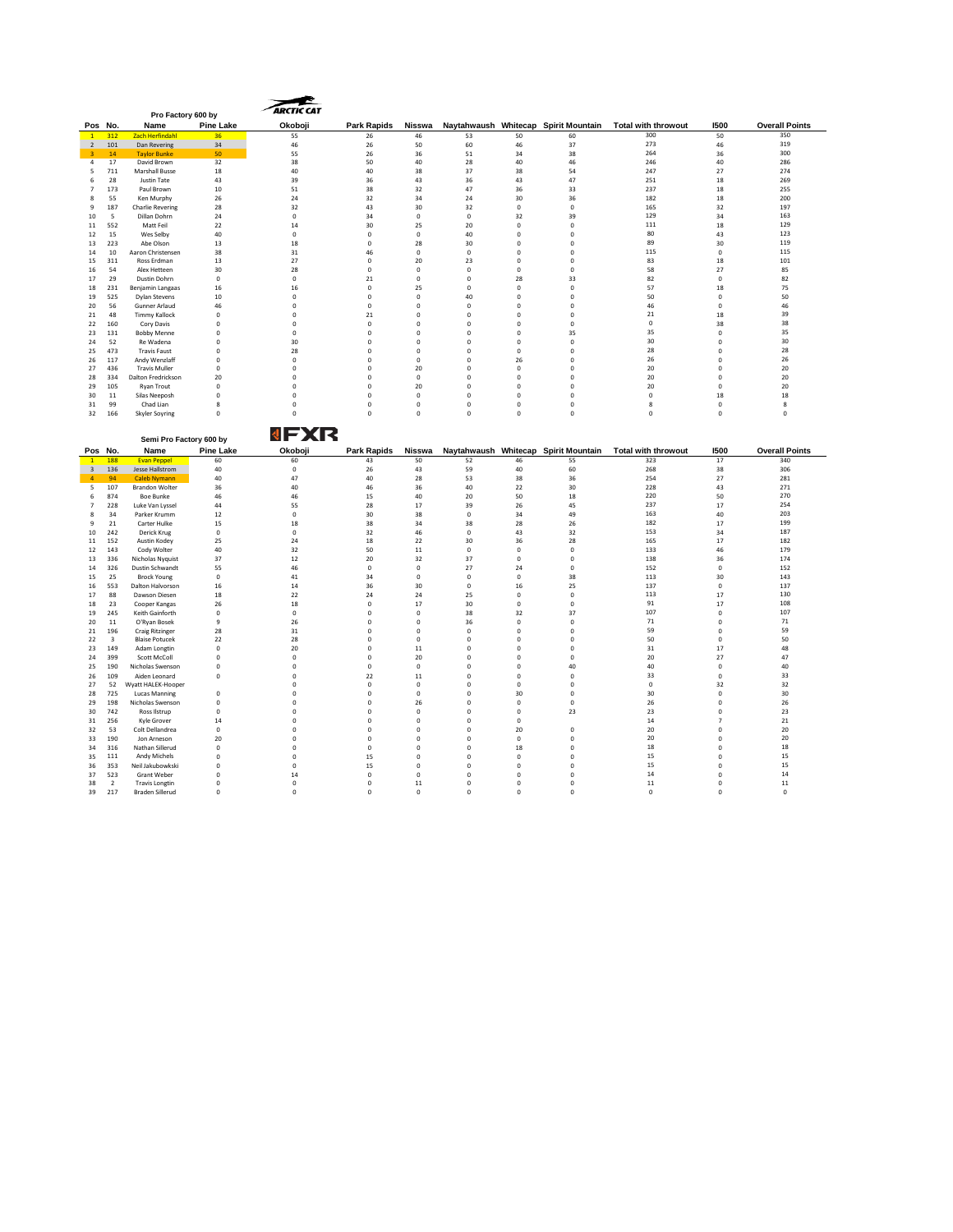## Pro Factory 600 by ARCTIC CAT

| Pos | No. | Name | Pine Lake | Okoboji | Park Rapids | Nisswa | Naytahwaush | Whitecap | Spirit Mountain | Total with throwout | I500 | Overall Points |
|---|---|---|---|---|---|---|---|---|---|---|---|---|
| 1 | 312 | Zach Herfindahl | 36 | 55 | 26 | 46 | 53 | 50 | 60 | 300 | 50 | 350 |
| 2 | 101 | Dan Revering | 34 | 46 | 26 | 50 | 60 | 46 | 37 | 273 | 46 | 319 |
| 3 | 14 | Taylor Bunke | 50 | 55 | 26 | 36 | 51 | 34 | 38 | 264 | 36 | 300 |
| 4 | 17 | David Brown | 32 | 38 | 50 | 40 | 28 | 40 | 46 | 246 | 40 | 286 |
| 5 | 711 | Marshall Busse | 18 | 40 | 40 | 38 | 37 | 38 | 54 | 247 | 27 | 274 |
| 6 | 28 | Justin Tate | 43 | 39 | 36 | 43 | 36 | 43 | 47 | 251 | 18 | 269 |
| 7 | 173 | Paul Brown | 10 | 51 | 38 | 32 | 47 | 36 | 33 | 237 | 18 | 255 |
| 8 | 55 | Ken Murphy | 26 | 24 | 32 | 34 | 24 | 30 | 36 | 182 | 18 | 200 |
| 9 | 187 | Charlie Revering | 28 | 32 | 43 | 30 | 32 | 0 | 0 | 165 | 32 | 197 |
| 10 | 5 | Dillan Dohrn | 24 | 0 | 34 | 0 | 0 | 32 | 39 | 129 | 34 | 163 |
| 11 | 552 | Matt Feil | 22 | 14 | 30 | 25 | 20 | 0 | 0 | 111 | 18 | 129 |
| 12 | 15 | Wes Selby | 40 | 0 | 0 | 0 | 40 | 0 | 0 | 80 | 43 | 123 |
| 13 | 223 | Abe Olson | 13 | 18 | 0 | 28 | 30 | 0 | 0 | 89 | 30 | 119 |
| 14 | 10 | Aaron Christensen | 38 | 31 | 46 | 0 | 0 | 0 | 0 | 115 | 0 | 115 |
| 15 | 311 | Ross Erdman | 13 | 27 | 0 | 20 | 23 | 0 | 0 | 83 | 18 | 101 |
| 16 | 54 | Alex Hetteen | 30 | 28 | 0 | 0 | 0 | 0 | 0 | 58 | 27 | 85 |
| 17 | 29 | Dustin Dohrn | 0 | 0 | 21 | 0 | 0 | 28 | 33 | 82 | 0 | 82 |
| 18 | 231 | Benjamin Langaas | 16 | 16 | 0 | 25 | 0 | 0 | 0 | 57 | 18 | 75 |
| 19 | 525 | Dylan Stevens | 10 | 0 | 0 | 0 | 40 | 0 | 0 | 50 | 0 | 50 |
| 20 | 56 | Gunner Arlaud | 46 | 0 | 0 | 0 | 0 | 0 | 0 | 46 | 0 | 46 |
| 21 | 48 | Timmy Kallock | 0 | 0 | 21 | 0 | 0 | 0 | 0 | 21 | 18 | 39 |
| 22 | 160 | Cory Davis | 0 | 0 | 0 | 0 | 0 | 0 | 0 | 0 | 38 | 38 |
| 23 | 131 | Bobby Menne | 0 | 0 | 0 | 0 | 0 | 0 | 35 | 35 | 0 | 35 |
| 24 | 52 | Re Wadena | 0 | 30 | 0 | 0 | 0 | 0 | 0 | 30 | 0 | 30 |
| 25 | 473 | Travis Faust | 0 | 28 | 0 | 0 | 0 | 0 | 0 | 28 | 0 | 28 |
| 26 | 117 | Andy Wenzlaff | 0 | 0 | 0 | 0 | 0 | 26 | 0 | 26 | 0 | 26 |
| 27 | 436 | Travis Muller | 0 | 0 | 0 | 20 | 0 | 0 | 0 | 20 | 0 | 20 |
| 28 | 334 | Dalton Fredrickson | 20 | 0 | 0 | 0 | 0 | 0 | 0 | 20 | 0 | 20 |
| 29 | 105 | Ryan Trout | 0 | 0 | 20 | 0 | 0 | 0 | 0 | 20 | 0 | 20 |
| 30 | 11 | Silas Neeposh | 0 | 0 | 0 | 0 | 0 | 0 | 0 | 0 | 18 | 18 |
| 31 | 99 | Chad Lian | 8 | 0 | 0 | 0 | 0 | 0 | 0 | 8 | 0 | 8 |
| 32 | 166 | Skyler Soyring | 0 | 0 | 0 | 0 | 0 | 0 | 0 | 0 | 0 | 0 |

## Semi Pro Factory 600 by FXR

| Pos | No. | Name | Pine Lake | Okoboji | Park Rapids | Nisswa | Naytahwaush | Whitecap | Spirit Mountain | Total with throwout | I500 | Overall Points |
|---|---|---|---|---|---|---|---|---|---|---|---|---|
| 1 | 188 | Evan Peppel | 60 | 60 | 43 | 50 | 52 | 46 | 55 | 323 | 17 | 340 |
| 3 | 136 | Jesse Hallstrom | 40 | 0 | 26 | 43 | 59 | 40 | 60 | 268 | 38 | 306 |
| 4 | 94 | Caleb Nymann | 40 | 47 | 40 | 28 | 53 | 38 | 36 | 254 | 27 | 281 |
| 5 | 107 | Brandon Wolter | 36 | 40 | 46 | 36 | 40 | 22 | 30 | 228 | 43 | 271 |
| 6 | 874 | Boe Bunke | 46 | 46 | 15 | 40 | 20 | 50 | 18 | 220 | 50 | 270 |
| 7 | 228 | Luke Van Lyssel | 44 | 55 | 28 | 17 | 39 | 26 | 45 | 237 | 17 | 254 |
| 8 | 34 | Parker Krumm | 12 | 0 | 30 | 38 | 0 | 34 | 49 | 163 | 40 | 203 |
| 9 | 21 | Carter Hulke | 15 | 18 | 38 | 34 | 38 | 28 | 26 | 182 | 17 | 199 |
| 10 | 242 | Derick Krug | 0 | 0 | 32 | 46 | 0 | 43 | 32 | 153 | 34 | 187 |
| 11 | 152 | Austin Kodey | 25 | 24 | 18 | 22 | 30 | 36 | 28 | 165 | 17 | 182 |
| 12 | 143 | Cody Wolter | 40 | 32 | 50 | 11 | 0 | 0 | 0 | 133 | 46 | 179 |
| 13 | 336 | Nicholas Nyquist | 37 | 12 | 20 | 32 | 37 | 0 | 0 | 138 | 36 | 174 |
| 14 | 326 | Dustin Schwandt | 55 | 46 | 0 | 0 | 27 | 24 | 0 | 152 | 0 | 152 |
| 15 | 25 | Brock Young | 0 | 41 | 34 | 0 | 0 | 0 | 38 | 113 | 30 | 143 |
| 16 | 553 | Dalton Halvorson | 16 | 14 | 36 | 30 | 0 | 16 | 25 | 137 | 0 | 137 |
| 17 | 88 | Dawson Diesen | 18 | 22 | 24 | 24 | 25 | 0 | 0 | 113 | 17 | 130 |
| 18 | 23 | Cooper Kangas | 26 | 18 | 0 | 17 | 30 | 0 | 0 | 91 | 17 | 108 |
| 19 | 245 | Keith Gainforth | 0 | 0 | 0 | 0 | 38 | 32 | 37 | 107 | 0 | 107 |
| 20 | 11 | O'Ryan Bosek | 9 | 26 | 0 | 0 | 36 | 0 | 0 | 71 | 0 | 71 |
| 21 | 196 | Craig Ritzinger | 28 | 31 | 0 | 0 | 0 | 0 | 0 | 59 | 0 | 59 |
| 22 | 3 | Blaise Potucek | 22 | 28 | 0 | 0 | 0 | 0 | 0 | 50 | 0 | 50 |
| 23 | 149 | Adam Longtin | 0 | 20 | 0 | 11 | 0 | 0 | 0 | 31 | 17 | 48 |
| 24 | 399 | Scott McColl | 0 | 0 | 0 | 20 | 0 | 0 | 0 | 20 | 27 | 47 |
| 25 | 190 | Nicholas Swenson | 0 | 0 | 0 | 0 | 0 | 0 | 40 | 40 | 0 | 40 |
| 26 | 109 | Aiden Leonard | 0 | 0 | 22 | 11 | 0 | 0 | 0 | 33 | 0 | 33 |
| 27 | 52 | Wyatt HALEK-Hooper | | 0 | 0 | 0 | 0 | 0 | 0 | 0 | 32 | 32 |
| 28 | 725 | Lucas Manning | 0 | 0 | 0 | 0 | 0 | 30 | 0 | 30 | 0 | 30 |
| 29 | 198 | Nicholas Swenson | 0 | 0 | 0 | 26 | 0 | 0 | 0 | 26 | 0 | 26 |
| 30 | 742 | Ross Ilstrup | 0 | 0 | 0 | 0 | 0 | 0 | 23 | 23 | 0 | 23 |
| 31 | 256 | Kyle Grover | 14 | 0 | 0 | 0 | 0 | 0 | | 14 | 7 | 21 |
| 32 | 53 | Colt Dellandrea | 0 | 0 | 0 | 0 | 0 | 20 | 0 | 20 | 0 | 20 |
| 33 | 190 | Jon Arneson | 20 | 0 | 0 | 0 | 0 | 0 | 0 | 20 | 0 | 20 |
| 34 | 316 | Nathan Sillerud | 0 | 0 | 0 | 0 | 0 | 18 | 0 | 18 | 0 | 18 |
| 35 | 111 | Andy Michels | 0 | 0 | 15 | 0 | 0 | 0 | 0 | 15 | 0 | 15 |
| 36 | 353 | Neil Jakubowkski | 0 | 0 | 15 | 0 | 0 | 0 | 0 | 15 | 0 | 15 |
| 37 | 523 | Grant Weber | 0 | 14 | 0 | 0 | 0 | 0 | 0 | 14 | 0 | 14 |
| 38 | 2 | Travis Longtin | 0 | 0 | 0 | 11 | 0 | 0 | 0 | 11 | 0 | 11 |
| 39 | 217 | Braden Sillerud | 0 | 0 | 0 | 0 | 0 | 0 | 0 | 0 | 0 | 0 |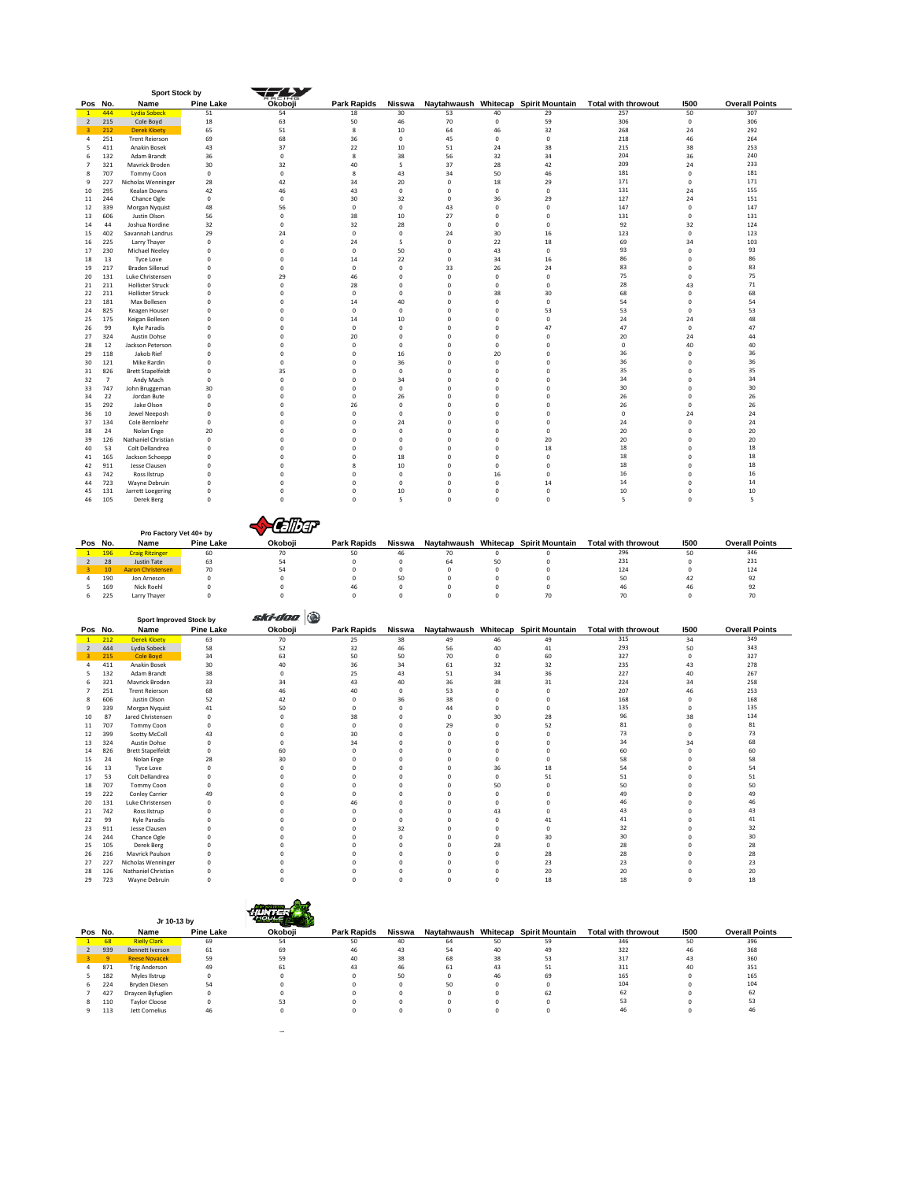## Sport Stock by

| Pos | No. | Name | Pine Lake | Okoboji | Park Rapids | Nisswa | Naytahwaush | Whitecap | Spirit Mountain | Total with throwout | I500 | Overall Points |
|---|---|---|---|---|---|---|---|---|---|---|---|---|
| 1 | 444 | Lydia Sobeck | 51 | 54 | 18 | 30 | 53 | 40 | 29 | 257 | 50 | 307 |
| 2 | 215 | Cole Boyd | 18 | 63 | 50 | 46 | 70 | 0 | 59 | 306 | 0 | 306 |
| 3 | 212 | Derek Kloety | 65 | 51 | 8 | 10 | 64 | 46 | 32 | 268 | 24 | 292 |
| 4 | 251 | Trent Reierson | 69 | 68 | 36 | 0 | 45 | 0 | 0 | 218 | 46 | 264 |
| 5 | 411 | Anakin Bosek | 43 | 37 | 22 | 10 | 51 | 24 | 38 | 215 | 38 | 253 |
| 6 | 132 | Adam Brandt | 36 | 0 | 8 | 38 | 56 | 32 | 34 | 204 | 36 | 240 |
| 7 | 321 | Mavrick Broden | 30 | 32 | 40 | 5 | 37 | 28 | 42 | 209 | 24 | 233 |
| 8 | 707 | Tommy Coon | 0 | 0 | 8 | 43 | 34 | 50 | 46 | 181 | 0 | 181 |
| 9 | 227 | Nicholas Wenninger | 28 | 42 | 34 | 20 | 0 | 18 | 29 | 171 | 0 | 171 |
| 10 | 295 | Kealan Downs | 42 | 46 | 43 | 0 | 0 | 0 | 0 | 131 | 24 | 155 |
| 11 | 244 | Chance Ogle | 0 | 0 | 30 | 32 | 0 | 36 | 29 | 127 | 24 | 151 |
| 12 | 339 | Morgan Nyquist | 48 | 56 | 0 | 0 | 43 | 0 | 0 | 147 | 0 | 147 |
| 13 | 606 | Justin Olson | 56 | 0 | 38 | 10 | 27 | 0 | 0 | 131 | 0 | 131 |
| 14 | 44 | Joshua Nordine | 32 | 0 | 32 | 28 | 0 | 0 | 0 | 92 | 32 | 124 |
| 15 | 402 | Savannah Landrus | 29 | 24 | 0 | 0 | 24 | 30 | 16 | 123 | 0 | 123 |
| 16 | 225 | Larry Thayer | 0 | 0 | 24 | 5 | 0 | 22 | 18 | 69 | 34 | 103 |
| 17 | 230 | Michael Neeley | 0 | 0 | 0 | 50 | 0 | 43 | 0 | 93 | 0 | 93 |
| 18 | 13 | Tyce Love | 0 | 0 | 14 | 22 | 0 | 34 | 16 | 86 | 0 | 86 |
| 19 | 217 | Braden Sillerud | 0 | 0 | 0 | 0 | 33 | 26 | 24 | 83 | 0 | 83 |
| 20 | 131 | Luke Christensen | 0 | 29 | 46 | 0 | 0 | 0 | 0 | 75 | 0 | 75 |
| 21 | 211 | Hollister Struck | 0 | 0 | 28 | 0 | 0 | 0 | 0 | 28 | 43 | 71 |
| 22 | 211 | Hollister Struck | 0 | 0 | 0 | 0 | 0 | 38 | 30 | 68 | 0 | 68 |
| 23 | 181 | Max Bollesen | 0 | 0 | 14 | 40 | 0 | 0 | 0 | 54 | 0 | 54 |
| 24 | 825 | Keagen Houser | 0 | 0 | 0 | 0 | 0 | 0 | 53 | 53 | 0 | 53 |
| 25 | 175 | Keigan Bollesen | 0 | 0 | 14 | 10 | 0 | 0 | 0 | 24 | 24 | 48 |
| 26 | 99 | Kyle Paradis | 0 | 0 | 0 | 0 | 0 | 0 | 47 | 47 | 0 | 47 |
| 27 | 324 | Austin Dohse | 0 | 0 | 20 | 0 | 0 | 0 | 0 | 20 | 24 | 44 |
| 28 | 12 | Jackson Peterson | 0 | 0 | 0 | 0 | 0 | 0 | 0 | 0 | 40 | 40 |
| 29 | 118 | Jakob Rief | 0 | 0 | 0 | 16 | 0 | 20 | 0 | 36 | 0 | 36 |
| 30 | 121 | Mike Rardin | 0 | 0 | 0 | 36 | 0 | 0 | 0 | 36 | 0 | 36 |
| 31 | 826 | Brett Stapelfeldt | 0 | 35 | 0 | 0 | 0 | 0 | 0 | 35 | 0 | 35 |
| 32 | 7 | Andy Mach | 0 | 0 | 0 | 34 | 0 | 0 | 0 | 34 | 0 | 34 |
| 33 | 747 | John Bruggeman | 30 | 0 | 0 | 0 | 0 | 0 | 0 | 30 | 0 | 30 |
| 34 | 22 | Jordan Bute | 0 | 0 | 0 | 26 | 0 | 0 | 0 | 26 | 0 | 26 |
| 35 | 292 | Jake Olson | 0 | 0 | 26 | 0 | 0 | 0 | 0 | 26 | 0 | 26 |
| 36 | 10 | Jewel Neeposh | 0 | 0 | 0 | 0 | 0 | 0 | 0 | 0 | 24 | 24 |
| 37 | 134 | Cole Bernloehr | 0 | 0 | 0 | 24 | 0 | 0 | 0 | 24 | 0 | 24 |
| 38 | 24 | Nolan Enge | 20 | 0 | 0 | 0 | 0 | 0 | 0 | 20 | 0 | 20 |
| 39 | 126 | Nathaniel Christian | 0 | 0 | 0 | 0 | 0 | 0 | 20 | 20 | 0 | 20 |
| 40 | 53 | Colt Dellandrea | 0 | 0 | 0 | 0 | 0 | 0 | 18 | 18 | 0 | 18 |
| 41 | 165 | Jackson Schoepp | 0 | 0 | 0 | 18 | 0 | 0 | 0 | 18 | 0 | 18 |
| 42 | 911 | Jesse Clausen | 0 | 0 | 8 | 10 | 0 | 0 | 0 | 18 | 0 | 18 |
| 43 | 742 | Ross Ilstrup | 0 | 0 | 0 | 0 | 0 | 16 | 0 | 16 | 0 | 16 |
| 44 | 723 | Wayne Debruin | 0 | 0 | 0 | 0 | 0 | 0 | 14 | 14 | 0 | 14 |
| 45 | 131 | Jarrett Loegering | 0 | 0 | 0 | 10 | 0 | 0 | 0 | 10 | 0 | 10 |
| 46 | 105 | Derek Berg | 0 | 0 | 0 | 5 | 0 | 0 | 0 | 5 | 0 | 5 |

## Pro Factory Vet 40+ by

| Pos | No. | Name | Pine Lake | Okoboji | Park Rapids | Nisswa | Naytahwaush | Whitecap | Spirit Mountain | Total with throwout | I500 | Overall Points |
|---|---|---|---|---|---|---|---|---|---|---|---|---|
| 1 | 196 | Craig Ritzinger | 60 | 70 | 50 | 46 | 70 | 0 | 0 | 296 | 50 | 346 |
| 2 | 28 | Justin Tate | 63 | 54 | 0 | 0 | 64 | 50 | 0 | 231 | 0 | 231 |
| 3 | 10 | Aaron Christensen | 70 | 54 | 0 | 0 | 0 | 0 | 0 | 124 | 0 | 124 |
| 4 | 190 | Jon Arneson | 0 | 0 | 0 | 50 | 0 | 0 | 0 | 50 | 42 | 92 |
| 5 | 169 | Nick Roehl | 0 | 0 | 46 | 0 | 0 | 0 | 0 | 46 | 46 | 92 |
| 6 | 225 | Larry Thayer | 0 | 0 | 0 | 0 | 0 | 0 | 70 | 70 | 0 | 70 |

## Sport Improved Stock by

| Pos | No. | Name | Pine Lake | Okoboji | Park Rapids | Nisswa | Naytahwaush | Whitecap | Spirit Mountain | Total with throwout | I500 | Overall Points |
|---|---|---|---|---|---|---|---|---|---|---|---|---|
| 1 | 212 | Derek Kloety | 63 | 70 | 25 | 38 | 49 | 46 | 49 | 315 | 34 | 349 |
| 2 | 444 | Lydia Sobeck | 58 | 52 | 32 | 46 | 56 | 40 | 41 | 293 | 50 | 343 |
| 3 | 215 | Cole Boyd | 34 | 63 | 50 | 50 | 70 | 0 | 60 | 327 | 0 | 327 |
| 4 | 411 | Anakin Bosek | 30 | 40 | 36 | 34 | 61 | 32 | 32 | 235 | 43 | 278 |
| 5 | 132 | Adam Brandt | 38 | 0 | 25 | 43 | 51 | 34 | 36 | 227 | 40 | 267 |
| 6 | 321 | Mavrick Broden | 33 | 34 | 43 | 40 | 36 | 38 | 31 | 224 | 34 | 258 |
| 7 | 251 | Trent Reierson | 68 | 46 | 40 | 0 | 53 | 0 | 0 | 207 | 46 | 253 |
| 8 | 606 | Justin Olson | 52 | 42 | 0 | 36 | 38 | 0 | 0 | 168 | 0 | 168 |
| 9 | 339 | Morgan Nyquist | 41 | 50 | 0 | 0 | 44 | 0 | 0 | 135 | 0 | 135 |
| 10 | 87 | Jared Christensen | 0 | 0 | 38 | 0 | 0 | 30 | 28 | 96 | 38 | 134 |
| 11 | 707 | Tommy Coon | 0 | 0 | 0 | 0 | 29 | 0 | 52 | 81 | 0 | 81 |
| 12 | 399 | Scotty McColl | 43 | 0 | 30 | 0 | 0 | 0 | 0 | 73 | 0 | 73 |
| 13 | 324 | Austin Dohse | 0 | 0 | 34 | 0 | 0 | 0 | 0 | 34 | 34 | 68 |
| 14 | 826 | Brett Stapelfeldt | 0 | 60 | 0 | 0 | 0 | 0 | 0 | 60 | 0 | 60 |
| 15 | 24 | Nolan Enge | 28 | 30 | 0 | 0 | 0 | 0 | 0 | 58 | 0 | 58 |
| 16 | 13 | Tyce Love | 0 | 0 | 0 | 0 | 0 | 36 | 18 | 54 | 0 | 54 |
| 17 | 53 | Colt Dellandrea | 0 | 0 | 0 | 0 | 0 | 0 | 51 | 51 | 0 | 51 |
| 18 | 707 | Tommy Coon | 0 | 0 | 0 | 0 | 0 | 50 | 0 | 50 | 0 | 50 |
| 19 | 222 | Conley Carrier | 49 | 0 | 0 | 0 | 0 | 0 | 0 | 49 | 0 | 49 |
| 20 | 131 | Luke Christensen | 0 | 0 | 46 | 0 | 0 | 0 | 0 | 46 | 0 | 46 |
| 21 | 742 | Ross Ilstrup | 0 | 0 | 0 | 0 | 0 | 43 | 0 | 43 | 0 | 43 |
| 22 | 99 | Kyle Paradis | 0 | 0 | 0 | 0 | 0 | 0 | 41 | 41 | 0 | 41 |
| 23 | 911 | Jesse Clausen | 0 | 0 | 0 | 32 | 0 | 0 | 0 | 32 | 0 | 32 |
| 24 | 244 | Chance Ogle | 0 | 0 | 0 | 0 | 0 | 0 | 30 | 30 | 0 | 30 |
| 25 | 105 | Derek Berg | 0 | 0 | 0 | 0 | 0 | 28 | 0 | 28 | 0 | 28 |
| 26 | 216 | Mavrick Paulson | 0 | 0 | 0 | 0 | 0 | 0 | 28 | 28 | 0 | 28 |
| 27 | 227 | Nicholas Wenninger | 0 | 0 | 0 | 0 | 0 | 0 | 23 | 23 | 0 | 23 |
| 28 | 126 | Nathaniel Christian | 0 | 0 | 0 | 0 | 0 | 0 | 20 | 20 | 0 | 20 |
| 29 | 723 | Wayne Debruin | 0 | 0 | 0 | 0 | 0 | 0 | 18 | 18 | 0 | 18 |

## Jr 10-13 by

| Pos | No. | Name | Pine Lake | Okoboji | Park Rapids | Nisswa | Naytahwaush | Whitecap | Spirit Mountain | Total with throwout | I500 | Overall Points |
|---|---|---|---|---|---|---|---|---|---|---|---|---|
| 1 | 68 | Rielly Clark | 69 | 54 | 50 | 40 | 64 | 50 | 59 | 346 | 50 | 396 |
| 2 | 939 | Bennett Iverson | 61 | 69 | 46 | 43 | 54 | 40 | 49 | 322 | 46 | 368 |
| 3 | 9 | Reese Novacek | 59 | 59 | 40 | 38 | 68 | 38 | 53 | 317 | 43 | 360 |
| 4 | 871 | Trig Anderson | 49 | 61 | 43 | 46 | 61 | 43 | 51 | 311 | 40 | 351 |
| 5 | 182 | Myles Ilstrup | 0 | 0 | 0 | 50 | 0 | 46 | 69 | 165 | 0 | 165 |
| 6 | 224 | Bryden Diesen | 54 | 0 | 0 | 0 | 50 | 0 | 0 | 104 | 0 | 104 |
| 7 | 427 | Draycen Byfuglien | 0 | 0 | 0 | 0 | 0 | 0 | 62 | 62 | 0 | 62 |
| 8 | 110 | Taylor Cloose | 0 | 53 | 0 | 0 | 0 | 0 | 0 | 53 | 0 | 53 |
| 9 | 113 | Jett Cornelius | 46 | 0 | 0 | 0 | 0 | 0 | 0 | 46 | 0 | 46 |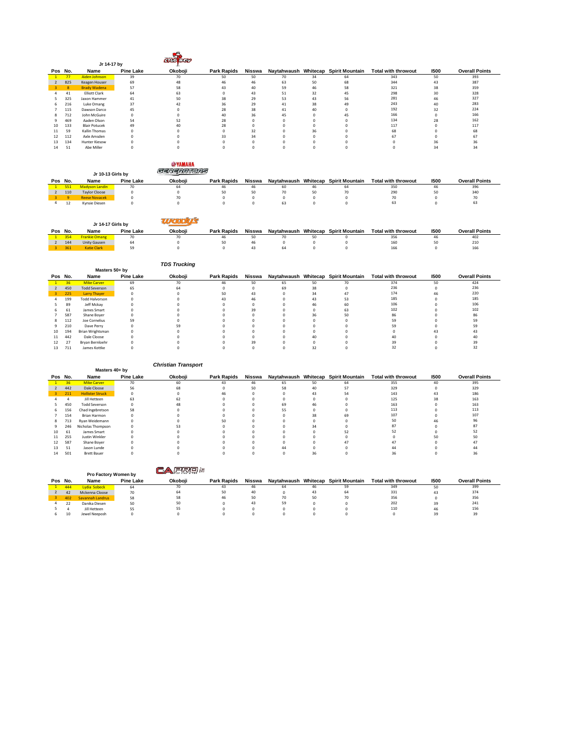## Jr 14-17 by

| Pos | No. | Name | Pine Lake | Okoboji | Park Rapids | Nisswa | Naytahwaush | Whitecap | Spirit Mountain | Total with throwout | I500 | Overall Points |
|---|---|---|---|---|---|---|---|---|---|---|---|---|
| 1 | 77 | Aiden Johnson | 39 | 70 | 50 | 50 | 70 | 34 | 64 | 343 | 50 | 393 |
| 2 | 825 | Keagen Houser | 69 | 48 | 46 | 46 | 63 | 50 | 68 | 344 | 43 | 387 |
| 3 | 8 | Brady Wadena | 57 | 58 | 43 | 40 | 59 | 46 | 58 | 321 | 38 | 359 |
| 4 | 41 | Elliott Clark | 64 | 63 | 0 | 43 | 51 | 32 | 45 | 298 | 30 | 328 |
| 5 | 325 | Jaxon Hammer | 41 | 50 | 38 | 29 | 53 | 43 | 56 | 281 | 46 | 327 |
| 6 | 216 | Luke Omang | 37 | 42 | 36 | 29 | 41 | 38 | 49 | 243 | 40 | 283 |
| 7 | 115 | Dawson Darco | 45 | 0 | 28 | 38 | 41 | 40 | 0 | 192 | 32 | 224 |
| 8 | 712 | John McGuire | 0 | 0 | 40 | 36 | 45 | 0 | 45 | 166 | 0 | 166 |
| 9 | 469 | Aaden Olson | 54 | 52 | 28 | 0 | 0 | 0 | 0 | 134 | 28 | 162 |
| 10 | 133 | Blair Potucek | 49 | 40 | 28 | 0 | 0 | 0 | 0 | 117 | 0 | 117 |
| 11 | 59 | Kallin Thomas | 0 | 0 | 0 | 32 | 0 | 36 | 0 | 68 | 0 | 68 |
| 12 | 112 | Axle Amsden | 0 | 0 | 33 | 34 | 0 | 0 | 0 | 67 | 0 | 67 |
| 13 | 134 | Hunter Kiesow | 0 | 0 | 0 | 0 | 0 | 0 | 0 | 0 | 36 | 36 |
| 14 | 51 | Abe Miller | 0 | 0 | 0 | 0 | 0 | 0 | 0 | 0 | 34 | 34 |

## Jr 10-13 Girls by

| Pos | No. | Name | Pine Lake | Okoboji | Park Rapids | Nisswa | Naytahwaush | Whitecap | Spirit Mountain | Total with throwout | I500 | Overall Points |
|---|---|---|---|---|---|---|---|---|---|---|---|---|
| 1 | 551 | Madyson Landin | 70 | 64 | 46 | 46 | 60 | 46 | 64 | 350 | 46 | 396 |
| 2 | 110 | Taylor Cloose | 0 | 0 | 50 | 50 | 70 | 50 | 70 | 290 | 50 | 340 |
| 3 | 9 | Reese Novacek | 0 | 70 | 0 | 0 | 0 | 0 | 0 | 70 | 0 | 70 |
| 4 | 12 | Kynsie Diesen | 0 | 0 | 0 | 0 | 63 | 0 | 0 | 63 | 0 | 63 |

## Jr 14-17 Girls by

| Pos | No. | Name | Pine Lake | Okoboji | Park Rapids | Nisswa | Naytahwaush | Whitecap | Spirit Mountain | Total with throwout | I500 | Overall Points |
|---|---|---|---|---|---|---|---|---|---|---|---|---|
| 1 | 354 | Frankie Omang | 70 | 70 | 46 | 50 | 70 | 50 | 0 | 356 | 46 | 402 |
| 2 | 144 | Unity Gausen | 64 | 0 | 50 | 46 | 0 | 0 | 0 | 160 | 50 | 210 |
| 3 | 361 | Katie Clark | 59 | 0 | 0 | 43 | 64 | 0 | 0 | 166 | 0 | 166 |

## Masters 50+ by *TDS Trucking*

| Pos | No. | Name | Pine Lake | Okoboji | Park Rapids | Nisswa | Naytahwaush | Whitecap | Spirit Mountain | Total with throwout | I500 | Overall Points |
|---|---|---|---|---|---|---|---|---|---|---|---|---|
| 1 | 36 | Mike Carver | 69 | 70 | 46 | 50 | 65 | 50 | 70 | 374 | 50 | 424 |
| 2 | 450 | Todd Severson | 65 | 64 | 0 | 0 | 69 | 38 | 0 | 236 | 0 | 236 |
| 3 | 225 | Larry Thayer | 0 | 0 | 50 | 43 | 0 | 34 | 47 | 174 | 46 | 220 |
| 4 | 199 | Todd Halvorson | 0 | 0 | 43 | 46 | 0 | 43 | 53 | 185 | 0 | 185 |
| 5 | 89 | Jeff Mckay | 0 | 0 | 0 | 0 | 0 | 46 | 60 | 106 | 0 | 106 |
| 6 | 61 | James Smart | 0 | 0 | 0 | 39 | 0 | 0 | 63 | 102 | 0 | 102 |
| 7 | 587 | Shane Boyer | 0 | 0 | 0 | 0 | 0 | 36 | 50 | 86 | 0 | 86 |
| 8 | 112 | Joe Cornelius | 59 | 0 | 0 | 0 | 0 | 0 | 0 | 59 | 0 | 59 |
| 9 | 210 | Dave Perry | 0 | 59 | 0 | 0 | 0 | 0 | 0 | 59 | 0 | 59 |
| 10 | 194 | Brian Wrightsman | 0 | 0 | 0 | 0 | 0 | 0 | 0 | 0 | 43 | 43 |
| 11 | 442 | Dale Cloose | 0 | 0 | 0 | 0 | 0 | 40 | 0 | 40 | 0 | 40 |
| 12 | 27 | Bryan Bernloehr | 0 | 0 | 0 | 39 | 0 | 0 | 0 | 39 | 0 | 39 |
| 13 | 711 | James Kottke | 0 | 0 | 0 | 0 | 0 | 32 | 0 | 32 | 0 | 32 |

## Masters 40+ by *Christian Transport*

| Pos | No. | Name | Pine Lake | Okoboji | Park Rapids | Nisswa | Naytahwaush | Whitecap | Spirit Mountain | Total with throwout | I500 | Overall Points |
|---|---|---|---|---|---|---|---|---|---|---|---|---|
| 1 | 36 | Mike Carver | 70 | 60 | 43 | 46 | 65 | 50 | 64 | 355 | 40 | 395 |
| 2 | 442 | Dale Cloose | 56 | 68 | 0 | 50 | 58 | 40 | 57 | 329 | 0 | 329 |
| 3 | 211 | Hollister Struck | 0 | 0 | 46 | 0 | 0 | 43 | 54 | 143 | 43 | 186 |
| 4 | 4 | Jill Hetteen | 63 | 62 | 0 | 0 | 0 | 0 | 0 | 125 | 38 | 163 |
| 5 | 450 | Todd Severson | 0 | 48 | 0 | 0 | 69 | 46 | 0 | 163 | 0 | 163 |
| 6 | 156 | Chad Ingebretson | 58 | 0 | 0 | 0 | 55 | 0 | 0 | 113 | 0 | 113 |
| 7 | 154 | Brian Harmon | 0 | 0 | 0 | 0 | 0 | 38 | 69 | 107 | 0 | 107 |
| 8 | 713 | Ryan Weidemann | 0 | 0 | 50 | 0 | 0 | 0 | 0 | 50 | 46 | 96 |
| 9 | 246 | Nicholas Thompson | 0 | 53 | 0 | 0 | 0 | 34 | 0 | 87 | 0 | 87 |
| 10 | 61 | James Smart | 0 | 0 | 0 | 0 | 0 | 0 | 52 | 52 | 0 | 52 |
| 11 | 255 | Justin Winkler | 0 | 0 | 0 | 0 | 0 | 0 | 0 | 0 | 50 | 50 |
| 12 | 587 | Shane Boyer | 0 | 0 | 0 | 0 | 0 | 0 | 47 | 47 | 0 | 47 |
| 13 | 51 | Jason Lunde | 0 | 0 | 0 | 0 | 44 | 0 | 0 | 44 | 0 | 44 |
| 14 | 501 | Brett Bauer | 0 | 0 | 0 | 0 | 0 | 36 | 0 | 36 | 0 | 36 |

## Pro Factory Women by

| Pos | No. | Name | Pine Lake | Okoboji | Park Rapids | Nisswa | Naytahwaush | Whitecap | Spirit Mountain | Total with throwout | I500 | Overall Points |
|---|---|---|---|---|---|---|---|---|---|---|---|---|
| 1 | 444 | Lydia Sobeck | 64 | 70 | 43 | 46 | 64 | 46 | 59 | 349 | 50 | 399 |
| 2 | 42 | Mckenna Cloose | 70 | 64 | 50 | 40 | 0 | 43 | 64 | 331 | 43 | 374 |
| 3 | 402 | Savannah Landrus | 58 | 58 | 46 | 50 | 70 | 50 | 70 | 356 | 0 | 356 |
| 4 | 22 | Danika Diesen | 50 | 50 | 0 | 43 | 59 | 0 | 0 | 202 | 39 | 241 |
| 5 | 4 | Jill Hetteen | 55 | 55 | 0 | 0 | 0 | 0 | 0 | 110 | 46 | 156 |
| 6 | 10 | Jewel Neeposh | 0 | 0 | 0 | 0 | 0 | 0 | 0 | 0 | 39 | 39 |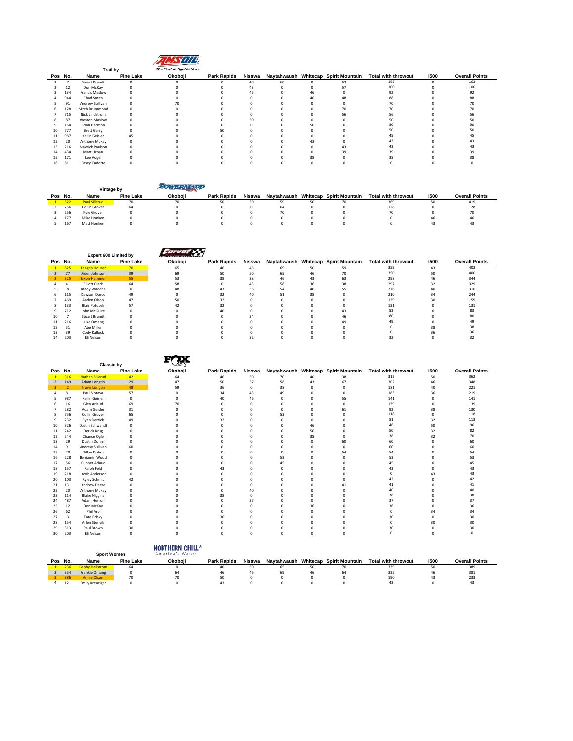### Trail by AMSOIL

| Pos | No. | Name | Pine Lake | Okoboji | Park Rapids | Nisswa | Naytahwaush | Whitecap | Spirit Mountain | Total with throwout | I500 | Overall Points |
|---|---|---|---|---|---|---|---|---|---|---|---|---|
| 1 | 7 | Stuart Brandt | 0 | 0 | 0 | 40 | 60 | 0 | 63 | 163 | 0 | 163 |
| 2 | 12 | Don McKay | 0 | 0 | 0 | 43 | 0 | 0 | 57 | 100 | 0 | 100 |
| 3 | 134 | Francis Maslow | 0 | 0 | 0 | 46 | 0 | 46 | 0 | 92 | 0 | 92 |
| 4 | 944 | Chad Smith | 0 | 0 | 0 | 0 | 0 | 40 | 48 | 88 | 0 | 88 |
| 5 | 91 | Andrew Sullivan | 0 | 70 | 0 | 0 | 0 | 0 | 0 | 70 | 0 | 70 |
| 6 | 128 | Mitch Brummond | 0 | 0 | 0 | 0 | 0 | 0 | 70 | 70 | 0 | 70 |
| 7 | 715 | Nick Lindstrom | 0 | 0 | 0 | 0 | 0 | 0 | 56 | 56 | 0 | 56 |
| 8 | 87 | Weston Maslow | 0 | 0 | 0 | 50 | 0 | 0 | 0 | 50 | 0 | 50 |
| 9 | 154 | Brian Harmon | 0 | 0 | 0 | 0 | 0 | 50 | 0 | 50 | 0 | 50 |
| 10 | 777 | Brett Garry | 0 | 0 | 50 | 0 | 0 | 0 | 0 | 50 | 0 | 50 |
| 11 | 987 | Kellin Geisler | 45 | 0 | 0 | 0 | 0 | 0 | 0 | 45 | 0 | 45 |
| 12 | 20 | Anthony Mckay | 0 | 0 | 0 | 0 | 0 | 43 | 0 | 43 | 0 | 43 |
| 13 | 216 | Mavrick Paulson | 0 | 0 | 0 | 0 | 0 | 0 | 43 | 43 | 0 | 43 |
| 14 | 434 | Matt Urban | 0 | 0 | 0 | 0 | 0 | 0 | 39 | 39 | 0 | 39 |
| 15 | 171 | Lee Vogel | 0 | 0 | 0 | 0 | 0 | 38 | 0 | 38 | 0 | 38 |
| 16 | 811 | Casey Cadotte | 0 | 0 | 0 | 0 | 0 | 0 | 0 | 0 | 0 | 0 |

### Vintage by PowerMadd

| Pos | No. | Name | Pine Lake | Okoboji | Park Rapids | Nisswa | Naytahwaush | Whitecap | Spirit Mountain | Total with throwout | I500 | Overall Points |
|---|---|---|---|---|---|---|---|---|---|---|---|---|
| 1 | 522 | Paul Sillerud | 70 | 70 | 50 | 50 | 59 | 50 | 70 | 369 | 50 | 419 |
| 2 | 756 | Collin Grover | 64 | 0 | 0 | 0 | 64 | 0 | 0 | 128 | 0 | 128 |
| 3 | 256 | Kyle Grover | 0 | 0 | 0 | 0 | 70 | 0 | 0 | 70 | 0 | 70 |
| 4 | 177 | Mike Honken | 0 | 0 | 0 | 0 | 0 | 0 | 0 | 0 | 46 | 46 |
| 5 | 167 | Matt Honken | 0 | 0 | 0 | 0 | 0 | 0 | 0 | 0 | 43 | 43 |

### Expert 600 Limited by Carver

| Pos | No. | Name | Pine Lake | Okoboji | Park Rapids | Nisswa | Naytahwaush | Whitecap | Spirit Mountain | Total with throwout | I500 | Overall Points |
|---|---|---|---|---|---|---|---|---|---|---|---|---|
| 1 | 825 | Keagen Houser | 70 | 65 | 46 | 46 | 69 | 50 | 59 | 359 | 43 | 402 |
| 2 | 77 | Aiden Johnson | 39 | 69 | 50 | 50 | 65 | 46 | 70 | 350 | 50 | 400 |
| 3 | 325 | Jaxon Hammer | 55 | 53 | 38 | 38 | 46 | 43 | 63 | 298 | 46 | 344 |
| 4 | 41 | Elliott Clark | 64 | 58 | 0 | 43 | 58 | 36 | 38 | 297 | 32 | 329 |
| 5 | 8 | Brady Wadena | 0 | 48 | 43 | 36 | 54 | 40 | 55 | 276 | 40 | 316 |
| 6 | 115 | Dawson Darco | 49 | 0 | 32 | 40 | 51 | 38 | 0 | 210 | 34 | 244 |
| 7 | 469 | Aaden Olson | 47 | 50 | 32 | 0 | 0 | 0 | 0 | 129 | 30 | 159 |
| 8 | 133 | Blair Potucek | 57 | 42 | 32 | 0 | 0 | 0 | 0 | 131 | 0 | 131 |
| 9 | 712 | John McGuire | 0 | 0 | 40 | 0 | 0 | 0 | 43 | 83 | 0 | 83 |
| 10 | 7 | Stuart Brandt | 0 | 0 | 0 | 34 | 0 | 0 | 46 | 80 | 0 | 80 |
| 11 | 216 | Luke Omang | 0 | 0 | 0 | 0 | 0 | 0 | 49 | 49 | 0 | 49 |
| 12 | 51 | Abe Miller | 0 | 0 | 0 | 0 | 0 | 0 | 0 | 0 | 38 | 38 |
| 13 | 39 | Cody Kallock | 0 | 0 | 0 | 0 | 0 | 0 | 0 | 0 | 36 | 36 |
| 14 | 203 | Eli Nelson | 0 | 0 | 0 | 32 | 0 | 0 | 0 | 32 | 0 | 32 |

### Classic by FOX

| Pos | No. | Name | Pine Lake | Okoboji | Park Rapids | Nisswa | Naytahwaush | Whitecap | Spirit Mountain | Total with throwout | I500 | Overall Points |
|---|---|---|---|---|---|---|---|---|---|---|---|---|
| 1 | 316 | Nathan Sillerud | 42 | 64 | 46 | 50 | 70 | 40 | 38 | 312 | 50 | 362 |
| 2 | 149 | Adam Longtin | 29 | 47 | 50 | 37 | 58 | 43 | 67 | 302 | 46 | 348 |
| 3 | 2 | Travis Longtin | 48 | 59 | 36 | 0 | 38 | 0 | 0 | 181 | 40 | 221 |
| 4 | 81 | Paul Votava | 57 | 0 | 34 | 43 | 49 | 0 | 0 | 183 | 36 | 219 |
| 5 | 987 | Kellin Geisler | 0 | 0 | 40 | 46 | 0 | 0 | 55 | 141 | 0 | 141 |
| 6 | 16 | Glen Arlaud | 69 | 70 | 0 | 0 | 0 | 0 | 0 | 139 | 0 | 139 |
| 7 | 282 | Adam Geisler | 31 | 0 | 0 | 0 | 0 | 0 | 61 | 92 | 38 | 130 |
| 8 | 756 | Collin Grover | 65 | 0 | 0 | 0 | 53 | 0 | 0 | 118 | 0 | 118 |
| 9 | 232 | Ryan Derrick | 49 | 0 | 32 | 0 | 0 | 0 | 0 | 81 | 32 | 113 |
| 10 | 326 | Dustin Schwandt | 0 | 0 | 0 | 0 | 0 | 46 | 0 | 46 | 50 | 96 |
| 11 | 242 | Derick Krug | 0 | 0 | 0 | 0 | 0 | 50 | 0 | 50 | 32 | 82 |
| 12 | 244 | Chance Ogle | 0 | 0 | 0 | 0 | 0 | 38 | 0 | 38 | 32 | 70 |
| 13 | 29 | Dustin Dohrn | 0 | 0 | 0 | 0 | 0 | 0 | 60 | 60 | 0 | 60 |
| 14 | 91 | Andrew Sullivan | 60 | 0 | 0 | 0 | 0 | 0 | 0 | 60 | 0 | 60 |
| 15 | 20 | Dillan Dohrn | 0 | 0 | 0 | 0 | 0 | 0 | 54 | 54 | 0 | 54 |
| 16 | 228 | Benjamin Wood | 0 | 0 | 0 | 0 | 53 | 0 | 0 | 53 | 0 | 53 |
| 17 | 56 | Gunner Arlaud | 0 | 0 | 0 | 0 | 45 | 0 | 0 | 45 | 0 | 45 |
| 18 | 157 | Ralph Feld | 0 | 0 | 43 | 0 | 0 | 0 | 0 | 43 | 0 | 43 |
| 19 | 218 | Jacob Anderson | 0 | 0 | 0 | 0 | 0 | 0 | 0 | 0 | 43 | 43 |
| 20 | 103 | Ryley Schmit | 42 | 0 | 0 | 0 | 0 | 0 | 0 | 42 | 0 | 42 |
| 21 | 131 | Andrew Deere | 0 | 0 | 0 | 0 | 0 | 0 | 41 | 41 | 0 | 41 |
| 22 | 20 | Anthony Mckay | 0 | 0 | 0 | 40 | 0 | 0 | 0 | 40 | 0 | 40 |
| 23 | 114 | Blake Higgins | 0 | 0 | 38 | 0 | 0 | 0 | 0 | 38 | 0 | 38 |
| 24 | 487 | Adam Herron | 0 | 0 | 0 | 37 | 0 | 0 | 0 | 37 | 0 | 37 |
| 25 | 12 | Don McKay | 0 | 0 | 0 | 0 | 0 | 36 | 0 | 36 | 0 | 36 |
| 26 | 62 | Phil Arp | 0 | 0 | 0 | 0 | 0 | 0 | 0 | 0 | 34 | 34 |
| 27 | 3 | Tate Brisky | 0 | 0 | 30 | 0 | 0 | 0 | 0 | 30 | 0 | 30 |
| 28 | 154 | Arlen Stenvik | 0 | 0 | 0 | 0 | 0 | 0 | 0 | 0 | 30 | 30 |
| 29 | 313 | Paul Brown | 30 | 0 | 0 | 0 | 0 | 0 | 0 | 30 | 0 | 30 |
| 30 | 203 | Eli Nelson | 0 | 0 | 0 | 0 | 0 | 0 | 0 | 0 | 0 | 0 |

### Sport Women by NORTHERN CHILL® America's Water

| Pos | No. | Name | Pine Lake | Okoboji | Park Rapids | Nisswa | Naytahwaush | Whitecap | Spirit Mountain | Total with throwout | I500 | Overall Points |
|---|---|---|---|---|---|---|---|---|---|---|---|---|
| 1 | 236 | Gabby Hallstrom | 64 | 0 | 40 | 50 | 65 | 50 | 70 | 339 | 50 | 389 |
| 2 | 354 | Frankie Omang | 0 | 64 | 46 | 46 | 69 | 46 | 64 | 335 | 46 | 381 |
| 3 | 886 | Annie Olson | 70 | 70 | 50 | 0 | 0 | 0 | 0 | 190 | 43 | 233 |
| 4 | 121 | Emily Kreuziger | 0 | 0 | 43 | 0 | 0 | 0 | 0 | 43 | 0 | 43 |